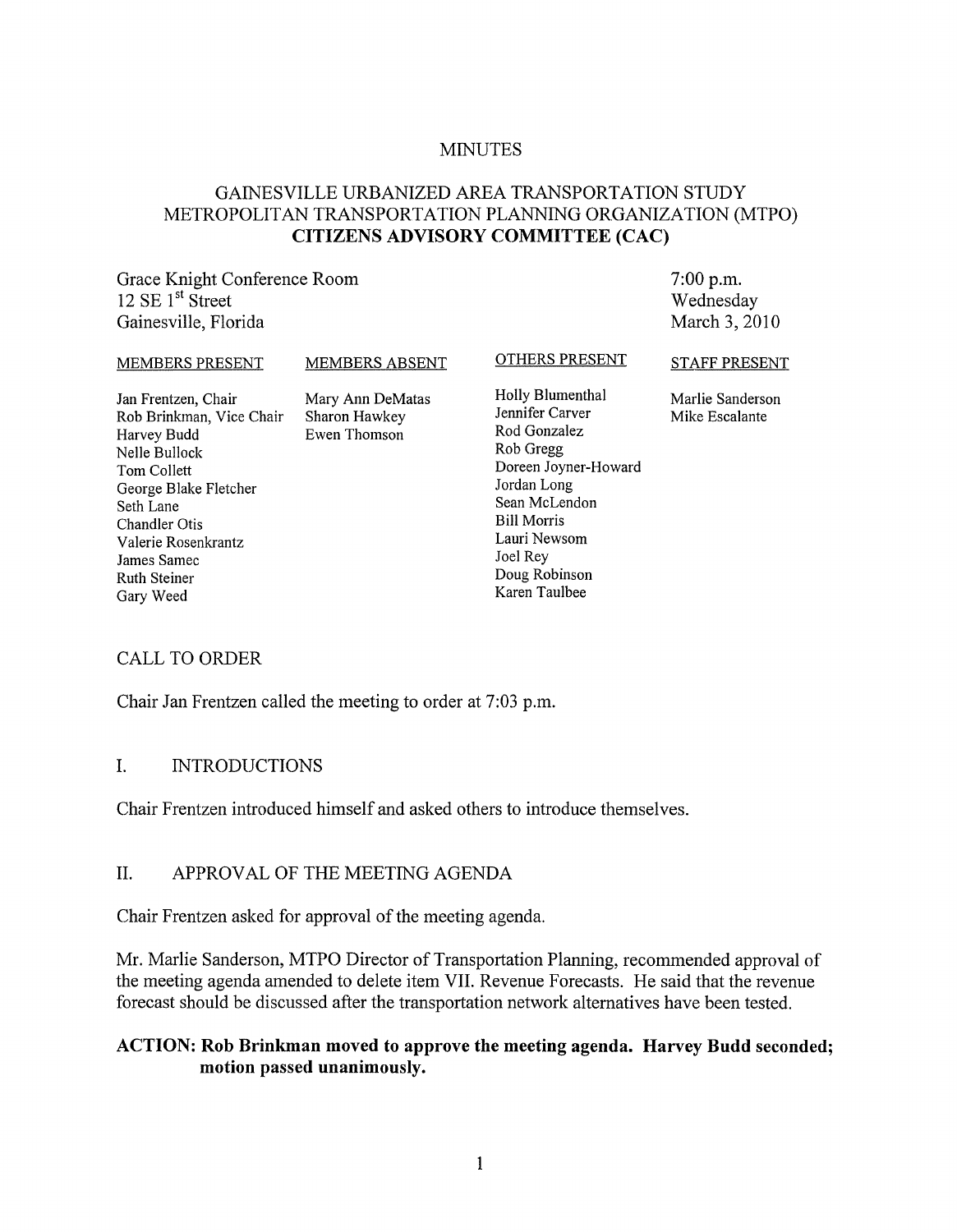# MINUTES

## GAINESVILLE URBANIZED AREA TRANSPORTATION STUDY METROPOLITAN TRANSPORTATION PLANNING ORGANIZATION (MTPO) CITIZENS ADVISORY COMMITTEE (CAC)

Grace Knight Conference Room
12 SE 1st Street
Gainesville, Florida

7:00 p.m.
Wednesday
March 3, 2010

| MEMBERS PRESENT | MEMBERS ABSENT | OTHERS PRESENT | STAFF PRESENT |
|---|---|---|---|
| Jan Frentzen, Chair | Mary Ann DeMatas | Holly Blumenthal | Marlie Sanderson |
| Rob Brinkman, Vice Chair | Sharon Hawkey | Jennifer Carver | Mike Escalante |
| Harvey Budd | Ewen Thomson | Rod Gonzalez | |
| Nelle Bullock | | Rob Gregg | |
| Tom Collett | | Doreen Joyner-Howard | |
| George Blake Fletcher | | Jordan Long | |
| Seth Lane | | Sean McLendon | |
| Chandler Otis | | Bill Morris | |
| Valerie Rosenkrantz | | Lauri Newsom | |
| James Samec | | Joel Rey | |
| Ruth Steiner | | Doug Robinson | |
| Gary Weed | | Karen Taulbee | |

## CALL TO ORDER

Chair Jan Frentzen called the meeting to order at 7:03 p.m.

## I. INTRODUCTIONS

Chair Frentzen introduced himself and asked others to introduce themselves.

## II. APPROVAL OF THE MEETING AGENDA

Chair Frentzen asked for approval of the meeting agenda.

Mr. Marlie Sanderson, MTPO Director of Transportation Planning, recommended approval of the meeting agenda amended to delete item VII. Revenue Forecasts. He said that the revenue forecast should be discussed after the transportation network alternatives have been tested.

**ACTION: Rob Brinkman moved to approve the meeting agenda. Harvey Budd seconded; motion passed unanimously.**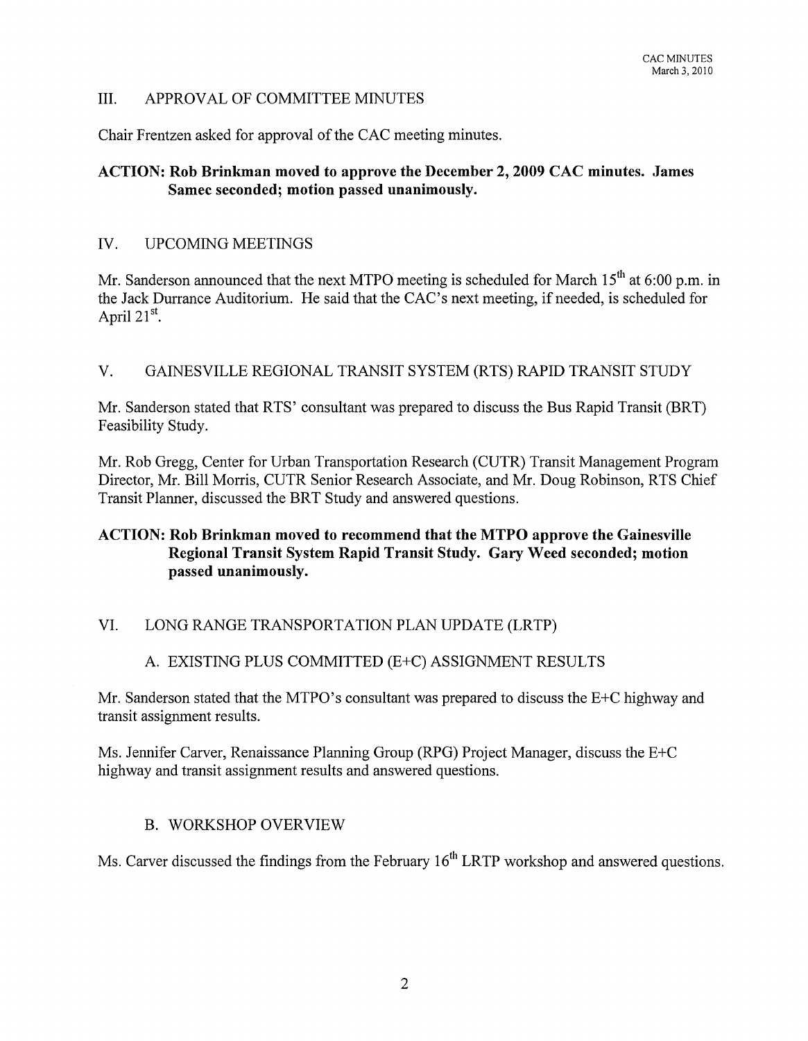## III. APPROVAL OF COMMITTEE MINUTES

Chair Frentzen asked for approval of the CAC meeting minutes.

**ACTION: Rob Brinkman moved to approve the December 2, 2009 CAC minutes. James Samec seconded; motion passed unanimously.**

## IV. UPCOMING MEETINGS

Mr. Sanderson announced that the next MTPO meeting is scheduled for March 15th at 6:00 p.m. in the Jack Durrance Auditorium. He said that the CAC's next meeting, if needed, is scheduled for April 21st.

## V. GAINESVILLE REGIONAL TRANSIT SYSTEM (RTS) RAPID TRANSIT STUDY

Mr. Sanderson stated that RTS' consultant was prepared to discuss the Bus Rapid Transit (BRT) Feasibility Study.

Mr. Rob Gregg, Center for Urban Transportation Research (CUTR) Transit Management Program Director, Mr. Bill Morris, CUTR Senior Research Associate, and Mr. Doug Robinson, RTS Chief Transit Planner, discussed the BRT Study and answered questions.

**ACTION: Rob Brinkman moved to recommend that the MTPO approve the Gainesville Regional Transit System Rapid Transit Study. Gary Weed seconded; motion passed unanimously.**

## VI. LONG RANGE TRANSPORTATION PLAN UPDATE (LRTP)

### A. EXISTING PLUS COMMITTED (E+C) ASSIGNMENT RESULTS

Mr. Sanderson stated that the MTPO's consultant was prepared to discuss the E+C highway and transit assignment results.

Ms. Jennifer Carver, Renaissance Planning Group (RPG) Project Manager, discuss the E+C highway and transit assignment results and answered questions.

### B. WORKSHOP OVERVIEW

Ms. Carver discussed the findings from the February 16th LRTP workshop and answered questions.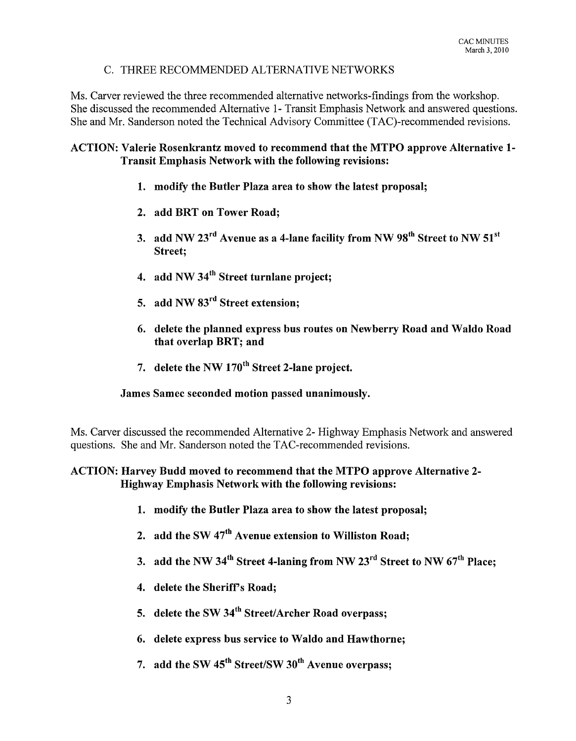### C. THREE RECOMMENDED ALTERNATIVE NETWORKS

Ms. Carver reviewed the three recommended alternative networks-findings from the workshop. She discussed the recommended Alternative 1- Transit Emphasis Network and answered questions. She and Mr. Sanderson noted the Technical Advisory Committee (TAC)-recommended revisions.

**ACTION: Valerie Rosenkrantz moved to recommend that the MTPO approve Alternative 1-Transit Emphasis Network with the following revisions:**

1. **modify the Butler Plaza area to show the latest proposal;**
2. **add BRT on Tower Road;**
3. **add NW 23rd Avenue as a 4-lane facility from NW 98th Street to NW 51st Street;**
4. **add NW 34th Street turnlane project;**
5. **add NW 83rd Street extension;**
6. **delete the planned express bus routes on Newberry Road and Waldo Road that overlap BRT; and**
7. **delete the NW 170th Street 2-lane project.**

**James Samec seconded motion passed unanimously.**

Ms. Carver discussed the recommended Alternative 2- Highway Emphasis Network and answered questions. She and Mr. Sanderson noted the TAC-recommended revisions.

**ACTION: Harvey Budd moved to recommend that the MTPO approve Alternative 2-Highway Emphasis Network with the following revisions:**

1. **modify the Butler Plaza area to show the latest proposal;**
2. **add the SW 47th Avenue extension to Williston Road;**
3. **add the NW 34th Street 4-laning from NW 23rd Street to NW 67th Place;**
4. **delete the Sheriff's Road;**
5. **delete the SW 34th Street/Archer Road overpass;**
6. **delete express bus service to Waldo and Hawthorne;**
7. **add the SW 45th Street/SW 30th Avenue overpass;**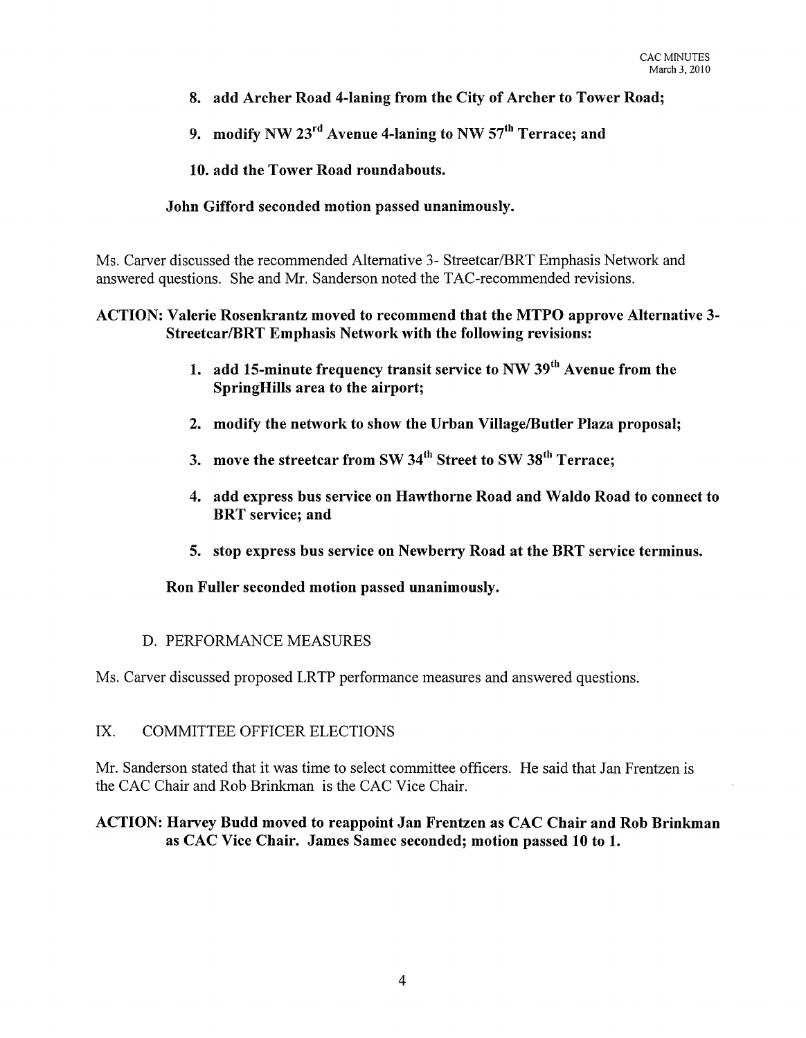8. **add Archer Road 4-laning from the City of Archer to Tower Road;**

9. **modify NW 23rd Avenue 4-laning to NW 57th Terrace; and**

10. **add the Tower Road roundabouts.**

**John Gifford seconded motion passed unanimously.**

Ms. Carver discussed the recommended Alternative 3- Streetcar/BRT Emphasis Network and answered questions. She and Mr. Sanderson noted the TAC-recommended revisions.

**ACTION: Valerie Rosenkrantz moved to recommend that the MTPO approve Alternative 3- Streetcar/BRT Emphasis Network with the following revisions:**

1. **add 15-minute frequency transit service to NW 39th Avenue from the SpringHills area to the airport;**

2. **modify the network to show the Urban Village/Butler Plaza proposal;**

3. **move the streetcar from SW 34th Street to SW 38th Terrace;**

4. **add express bus service on Hawthorne Road and Waldo Road to connect to BRT service; and**

5. **stop express bus service on Newberry Road at the BRT service terminus.**

**Ron Fuller seconded motion passed unanimously.**

### D. PERFORMANCE MEASURES

Ms. Carver discussed proposed LRTP performance measures and answered questions.

## IX. COMMITTEE OFFICER ELECTIONS

Mr. Sanderson stated that it was time to select committee officers. He said that Jan Frentzen is the CAC Chair and Rob Brinkman is the CAC Vice Chair.

**ACTION: Harvey Budd moved to reappoint Jan Frentzen as CAC Chair and Rob Brinkman as CAC Vice Chair. James Samec seconded; motion passed 10 to 1.**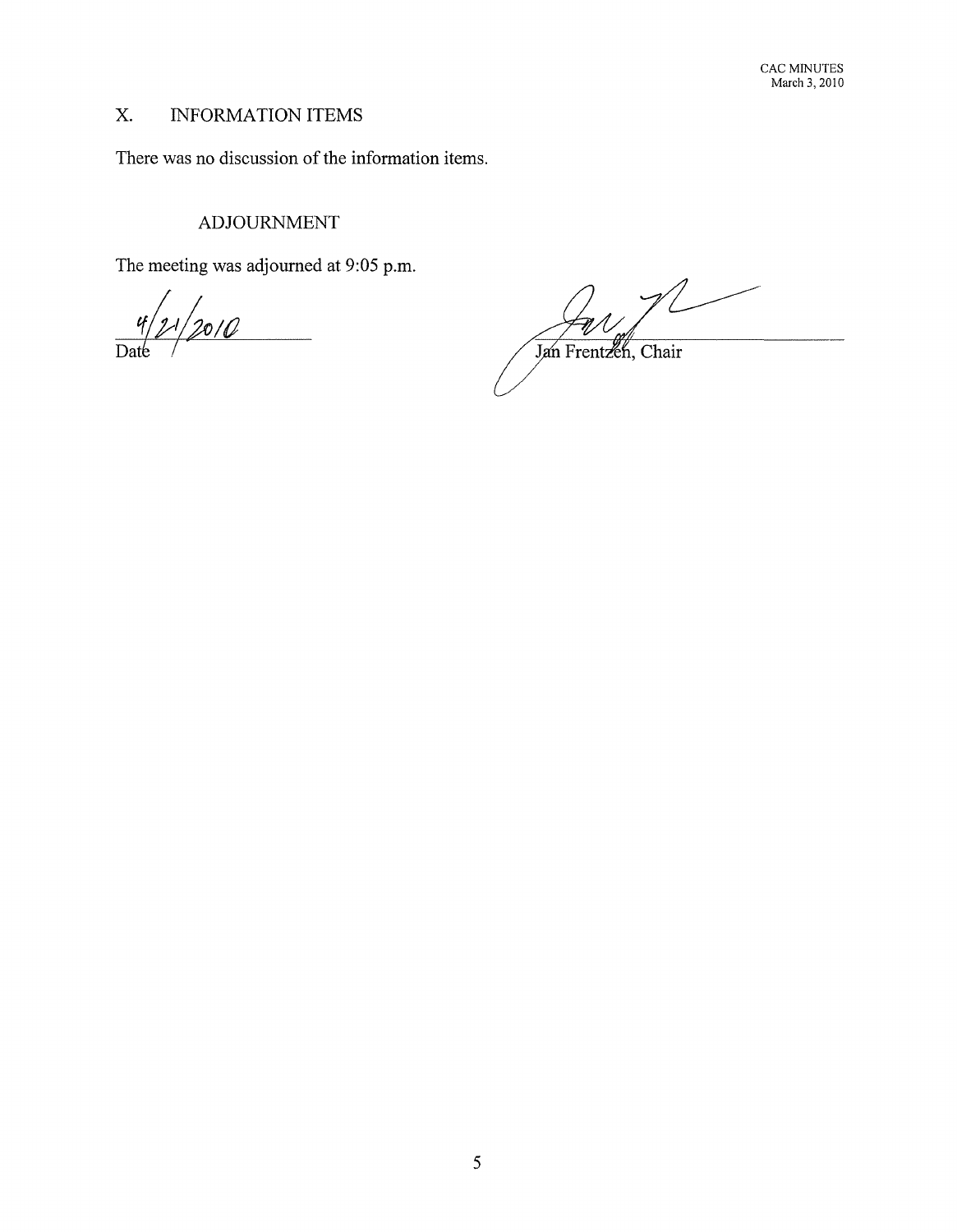## X. INFORMATION ITEMS

There was no discussion of the information items.

### ADJOURNMENT

The meeting was adjourned at 9:05 p.m.

4/21/2010
Date

Jan Frentzen, Chair